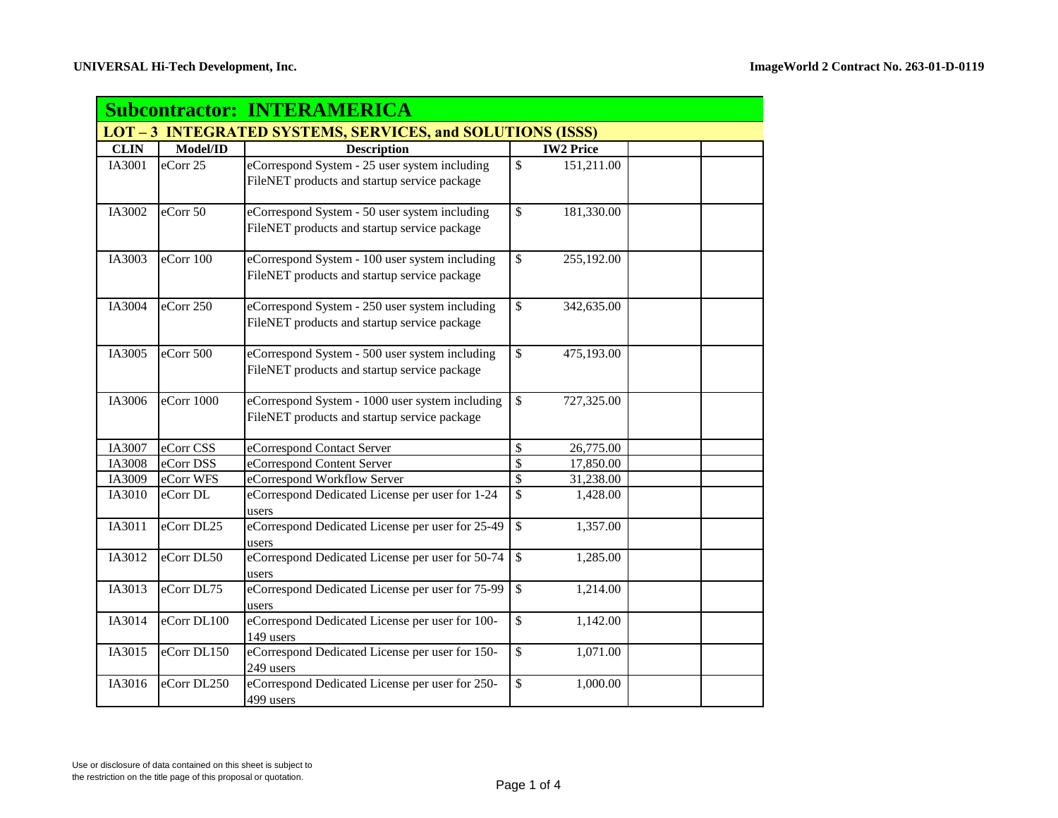**UNIVERSAL Hi-Tech Development, Inc.** **ImageWorld 2 Contract No. 263-01-D-0119**

## Subcontractor: INTERAMERICA

### LOT – 3 INTEGRATED SYSTEMS, SERVICES, and SOLUTIONS (ISSS)

| CLIN | Model/ID | Description | IW2 Price | | |
|---|---|---|---|---|---|
| IA3001 | eCorr 25 | eCorrespond System - 25 user system including FileNET products and startup service package | $ 151,211.00 | | |
| IA3002 | eCorr 50 | eCorrespond System - 50 user system including FileNET products and startup service package | $ 181,330.00 | | |
| IA3003 | eCorr 100 | eCorrespond System - 100 user system including FileNET products and startup service package | $ 255,192.00 | | |
| IA3004 | eCorr 250 | eCorrespond System - 250 user system including FileNET products and startup service package | $ 342,635.00 | | |
| IA3005 | eCorr 500 | eCorrespond System - 500 user system including FileNET products and startup service package | $ 475,193.00 | | |
| IA3006 | eCorr 1000 | eCorrespond System - 1000 user system including FileNET products and startup service package | $ 727,325.00 | | |
| IA3007 | eCorr CSS | eCorrespond Contact Server | $ 26,775.00 | | |
| IA3008 | eCorr DSS | eCorrespond Content Server | $ 17,850.00 | | |
| IA3009 | eCorr WFS | eCorrespond Workflow Server | $ 31,238.00 | | |
| IA3010 | eCorr DL | eCorrespond Dedicated License per user for 1-24 users | $ 1,428.00 | | |
| IA3011 | eCorr DL25 | eCorrespond Dedicated License per user for 25-49 users | $ 1,357.00 | | |
| IA3012 | eCorr DL50 | eCorrespond Dedicated License per user for 50-74 users | $ 1,285.00 | | |
| IA3013 | eCorr DL75 | eCorrespond Dedicated License per user for 75-99 users | $ 1,214.00 | | |
| IA3014 | eCorr DL100 | eCorrespond Dedicated License per user for 100-149 users | $ 1,142.00 | | |
| IA3015 | eCorr DL150 | eCorrespond Dedicated License per user for 150-249 users | $ 1,071.00 | | |
| IA3016 | eCorr DL250 | eCorrespond Dedicated License per user for 250-499 users | $ 1,000.00 | | |

Use or disclosure of data contained on this sheet is subject to the restriction on the title page of this proposal or quotation.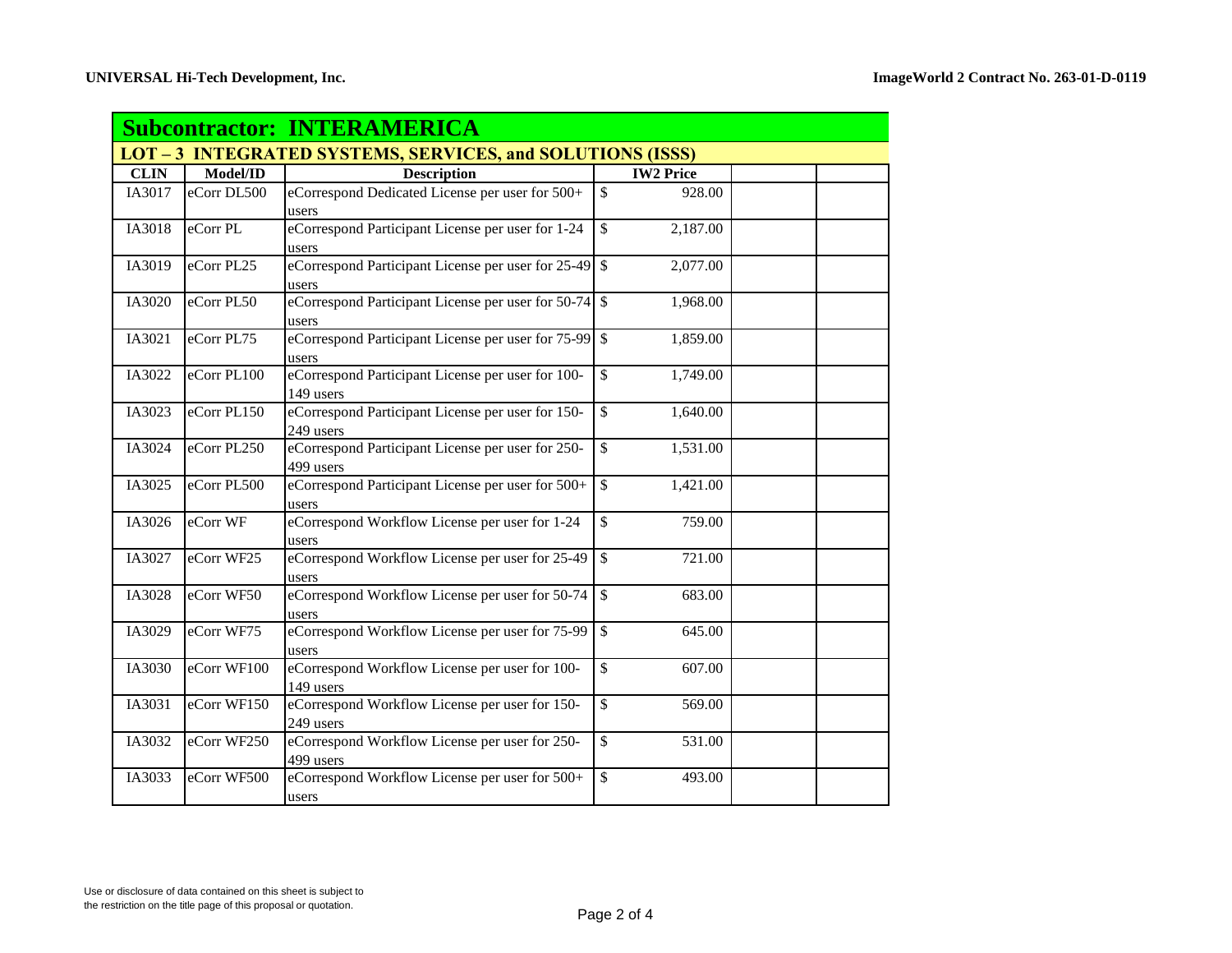## Subcontractor: INTERAMERICA

### LOT – 3 INTEGRATED SYSTEMS, SERVICES, and SOLUTIONS (ISSS)

| CLIN | Model/ID | Description | IW2 Price | | |
|---|---|---|---|---|---|
| IA3017 | eCorr DL500 | eCorrespond Dedicated License per user for 500+ users | $ 928.00 | | |
| IA3018 | eCorr PL | eCorrespond Participant License per user for 1-24 users | $ 2,187.00 | | |
| IA3019 | eCorr PL25 | eCorrespond Participant License per user for 25-49 users | $ 2,077.00 | | |
| IA3020 | eCorr PL50 | eCorrespond Participant License per user for 50-74 users | $ 1,968.00 | | |
| IA3021 | eCorr PL75 | eCorrespond Participant License per user for 75-99 users | $ 1,859.00 | | |
| IA3022 | eCorr PL100 | eCorrespond Participant License per user for 100-149 users | $ 1,749.00 | | |
| IA3023 | eCorr PL150 | eCorrespond Participant License per user for 150-249 users | $ 1,640.00 | | |
| IA3024 | eCorr PL250 | eCorrespond Participant License per user for 250-499 users | $ 1,531.00 | | |
| IA3025 | eCorr PL500 | eCorrespond Participant License per user for 500+ users | $ 1,421.00 | | |
| IA3026 | eCorr WF | eCorrespond Workflow License per user for 1-24 users | $ 759.00 | | |
| IA3027 | eCorr WF25 | eCorrespond Workflow License per user for 25-49 users | $ 721.00 | | |
| IA3028 | eCorr WF50 | eCorrespond Workflow License per user for 50-74 users | $ 683.00 | | |
| IA3029 | eCorr WF75 | eCorrespond Workflow License per user for 75-99 users | $ 645.00 | | |
| IA3030 | eCorr WF100 | eCorrespond Workflow License per user for 100-149 users | $ 607.00 | | |
| IA3031 | eCorr WF150 | eCorrespond Workflow License per user for 150-249 users | $ 569.00 | | |
| IA3032 | eCorr WF250 | eCorrespond Workflow License per user for 250-499 users | $ 531.00 | | |
| IA3033 | eCorr WF500 | eCorrespond Workflow License per user for 500+ users | $ 493.00 | | |

Use or disclosure of data contained on this sheet is subject to the restriction on the title page of this proposal or quotation.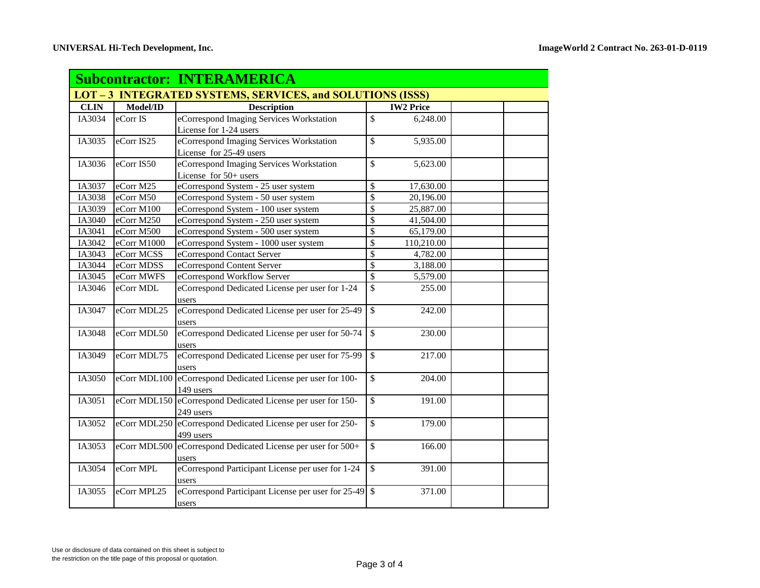## Subcontractor: INTERAMERICA

### LOT – 3 INTEGRATED SYSTEMS, SERVICES, and SOLUTIONS (ISSS)

| CLIN | Model/ID | Description | IW2 Price | | |
|---|---|---|---|---|---|
| IA3034 | eCorr IS | eCorrespond Imaging Services Workstation License for 1-24 users | $ 6,248.00 | | |
| IA3035 | eCorr IS25 | eCorrespond Imaging Services Workstation License for 25-49 users | $ 5,935.00 | | |
| IA3036 | eCorr IS50 | eCorrespond Imaging Services Workstation License for 50+ users | $ 5,623.00 | | |
| IA3037 | eCorr M25 | eCorrespond System - 25 user system | $ 17,630.00 | | |
| IA3038 | eCorr M50 | eCorrespond System - 50 user system | $ 20,196.00 | | |
| IA3039 | eCorr M100 | eCorrespond System - 100 user system | $ 25,887.00 | | |
| IA3040 | eCorr M250 | eCorrespond System - 250 user system | $ 41,504.00 | | |
| IA3041 | eCorr M500 | eCorrespond System - 500 user system | $ 65,179.00 | | |
| IA3042 | eCorr M1000 | eCorrespond System - 1000 user system | $ 110,210.00 | | |
| IA3043 | eCorr MCSS | eCorrespond Contact Server | $ 4,782.00 | | |
| IA3044 | eCorr MDSS | eCorrespond Content Server | $ 3,188.00 | | |
| IA3045 | eCorr MWFS | eCorrespond Workflow Server | $ 5,579.00 | | |
| IA3046 | eCorr MDL | eCorrespond Dedicated License per user for 1-24 users | $ 255.00 | | |
| IA3047 | eCorr MDL25 | eCorrespond Dedicated License per user for 25-49 users | $ 242.00 | | |
| IA3048 | eCorr MDL50 | eCorrespond Dedicated License per user for 50-74 users | $ 230.00 | | |
| IA3049 | eCorr MDL75 | eCorrespond Dedicated License per user for 75-99 users | $ 217.00 | | |
| IA3050 | eCorr MDL100 | eCorrespond Dedicated License per user for 100-149 users | $ 204.00 | | |
| IA3051 | eCorr MDL150 | eCorrespond Dedicated License per user for 150-249 users | $ 191.00 | | |
| IA3052 | eCorr MDL250 | eCorrespond Dedicated License per user for 250-499 users | $ 179.00 | | |
| IA3053 | eCorr MDL500 | eCorrespond Dedicated License per user for 500+ users | $ 166.00 | | |
| IA3054 | eCorr MPL | eCorrespond Participant License per user for 1-24 users | $ 391.00 | | |
| IA3055 | eCorr MPL25 | eCorrespond Participant License per user for 25-49 users | $ 371.00 | | |

Use or disclosure of data contained on this sheet is subject to the restriction on the title page of this proposal or quotation.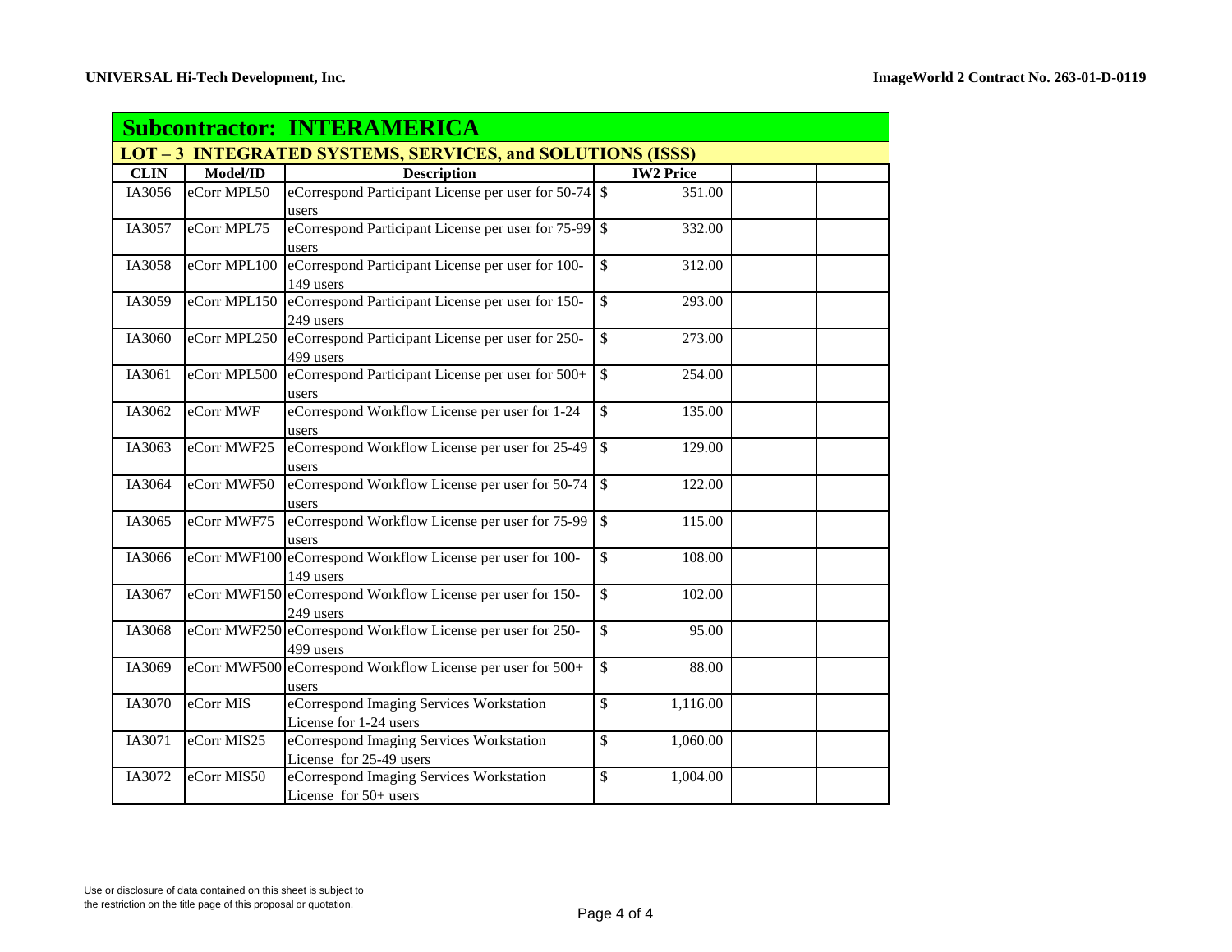## Subcontractor: INTERAMERICA

### LOT – 3 INTEGRATED SYSTEMS, SERVICES, and SOLUTIONS (ISSS)

| CLIN | Model/ID | Description | IW2 Price | | |
|---|---|---|---|---|---|
| IA3056 | eCorr MPL50 | eCorrespond Participant License per user for 50-74 users | $ 351.00 | | |
| IA3057 | eCorr MPL75 | eCorrespond Participant License per user for 75-99 users | $ 332.00 | | |
| IA3058 | eCorr MPL100 | eCorrespond Participant License per user for 100-149 users | $ 312.00 | | |
| IA3059 | eCorr MPL150 | eCorrespond Participant License per user for 150-249 users | $ 293.00 | | |
| IA3060 | eCorr MPL250 | eCorrespond Participant License per user for 250-499 users | $ 273.00 | | |
| IA3061 | eCorr MPL500 | eCorrespond Participant License per user for 500+ users | $ 254.00 | | |
| IA3062 | eCorr MWF | eCorrespond Workflow License per user for 1-24 users | $ 135.00 | | |
| IA3063 | eCorr MWF25 | eCorrespond Workflow License per user for 25-49 users | $ 129.00 | | |
| IA3064 | eCorr MWF50 | eCorrespond Workflow License per user for 50-74 users | $ 122.00 | | |
| IA3065 | eCorr MWF75 | eCorrespond Workflow License per user for 75-99 users | $ 115.00 | | |
| IA3066 | eCorr MWF100 | eCorrespond Workflow License per user for 100-149 users | $ 108.00 | | |
| IA3067 | eCorr MWF150 | eCorrespond Workflow License per user for 150-249 users | $ 102.00 | | |
| IA3068 | eCorr MWF250 | eCorrespond Workflow License per user for 250-499 users | $ 95.00 | | |
| IA3069 | eCorr MWF500 | eCorrespond Workflow License per user for 500+ users | $ 88.00 | | |
| IA3070 | eCorr MIS | eCorrespond Imaging Services Workstation License for 1-24 users | $ 1,116.00 | | |
| IA3071 | eCorr MIS25 | eCorrespond Imaging Services Workstation License for 25-49 users | $ 1,060.00 | | |
| IA3072 | eCorr MIS50 | eCorrespond Imaging Services Workstation License for 50+ users | $ 1,004.00 | | |

Use or disclosure of data contained on this sheet is subject to the restriction on the title page of this proposal or quotation.